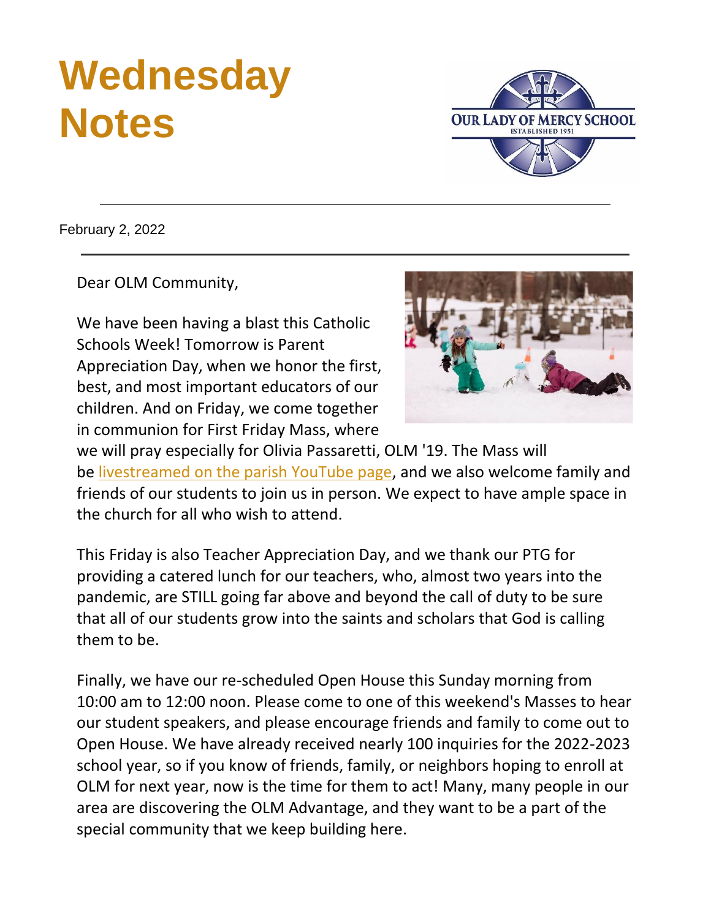# Wednesday Notes

OUR LADY OF MERCY SCHOOL
ESTABLISHED 1951

---

February 2, 2022

---

Dear OLM Community,

We have been having a blast this Catholic Schools Week! Tomorrow is Parent Appreciation Day, when we honor the first, best, and most important educators of our children. And on Friday, we come together in communion for First Friday Mass, where we will pray especially for Olivia Passaretti, OLM '19. The Mass will be [livestreamed on the parish YouTube page], and we also welcome family and friends of our students to join us in person. We expect to have ample space in the church for all who wish to attend.

This Friday is also Teacher Appreciation Day, and we thank our PTG for providing a catered lunch for our teachers, who, almost two years into the pandemic, are STILL going far above and beyond the call of duty to be sure that all of our students grow into the saints and scholars that God is calling them to be.

Finally, we have our re-scheduled Open House this Sunday morning from 10:00 am to 12:00 noon. Please come to one of this weekend's Masses to hear our student speakers, and please encourage friends and family to come out to Open House. We have already received nearly 100 inquiries for the 2022-2023 school year, so if you know of friends, family, or neighbors hoping to enroll at OLM for next year, now is the time for them to act! Many, many people in our area are discovering the OLM Advantage, and they want to be a part of the special community that we keep building here.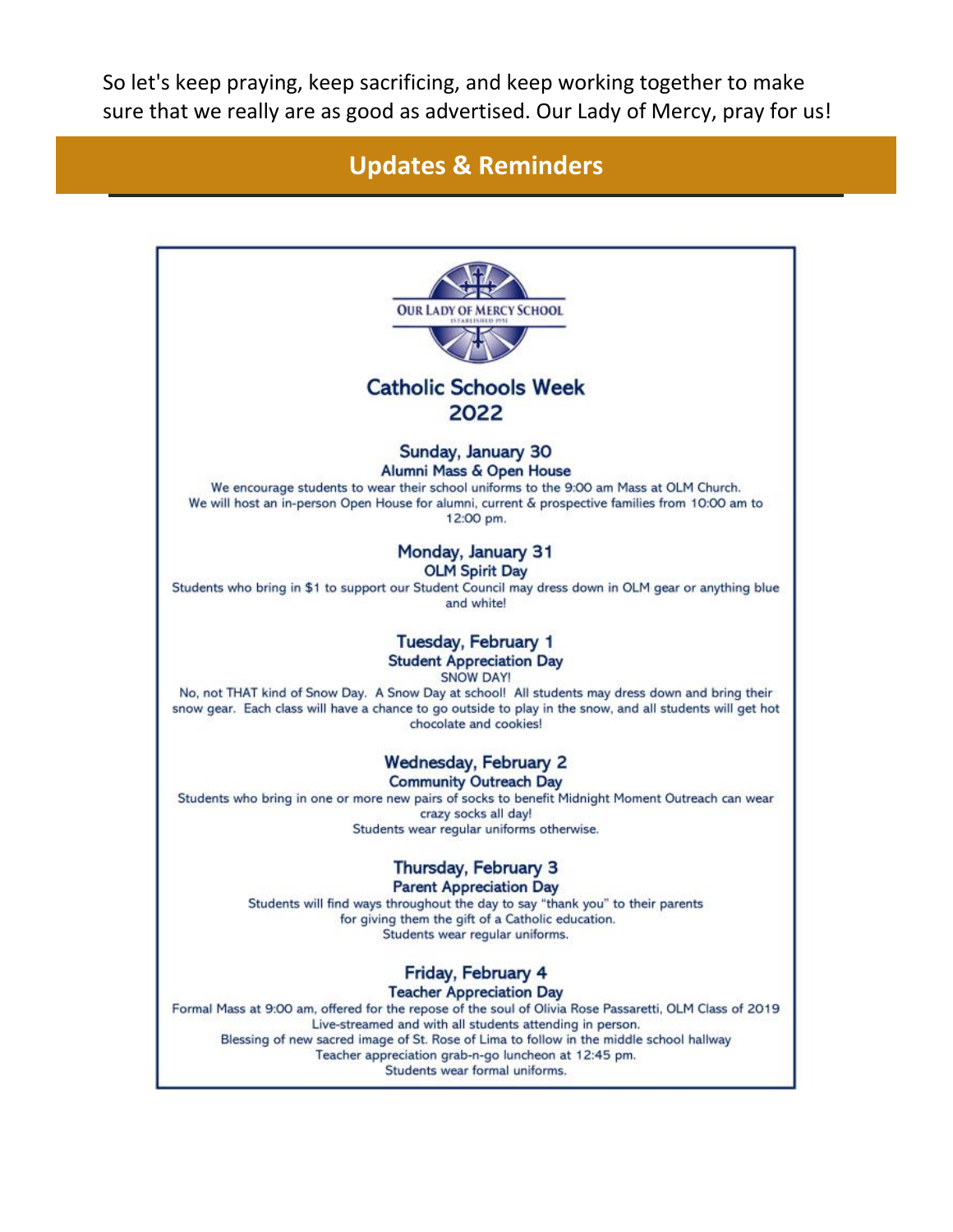So let's keep praying, keep sacrificing, and keep working together to make sure that we really are as good as advertised. Our Lady of Mercy, pray for us!

## Updates & Reminders

OUR LADY OF MERCY SCHOOL

ESTABLISHED 1951

### Catholic Schools Week 2022

#### Sunday, January 30

**Alumni Mass & Open House**

We encourage students to wear their school uniforms to the 9:00 am Mass at OLM Church.
We will host an in-person Open House for alumni, current & prospective families from 10:00 am to 12:00 pm.

#### Monday, January 31

**OLM Spirit Day**

Students who bring in $1 to support our Student Council may dress down in OLM gear or anything blue and white!

#### Tuesday, February 1

**Student Appreciation Day**

SNOW DAY!

No, not THAT kind of Snow Day. A Snow Day at school! All students may dress down and bring their snow gear. Each class will have a chance to go outside to play in the snow, and all students will get hot chocolate and cookies!

#### Wednesday, February 2

**Community Outreach Day**

Students who bring in one or more new pairs of socks to benefit Midnight Moment Outreach can wear crazy socks all day!
Students wear regular uniforms otherwise.

#### Thursday, February 3

**Parent Appreciation Day**

Students will find ways throughout the day to say "thank you" to their parents for giving them the gift of a Catholic education.
Students wear regular uniforms.

#### Friday, February 4

**Teacher Appreciation Day**

Formal Mass at 9:00 am, offered for the repose of the soul of Olivia Rose Passaretti, OLM Class of 2019
Live-streamed and with all students attending in person.
Blessing of new sacred image of St. Rose of Lima to follow in the middle school hallway
Teacher appreciation grab-n-go luncheon at 12:45 pm.
Students wear formal uniforms.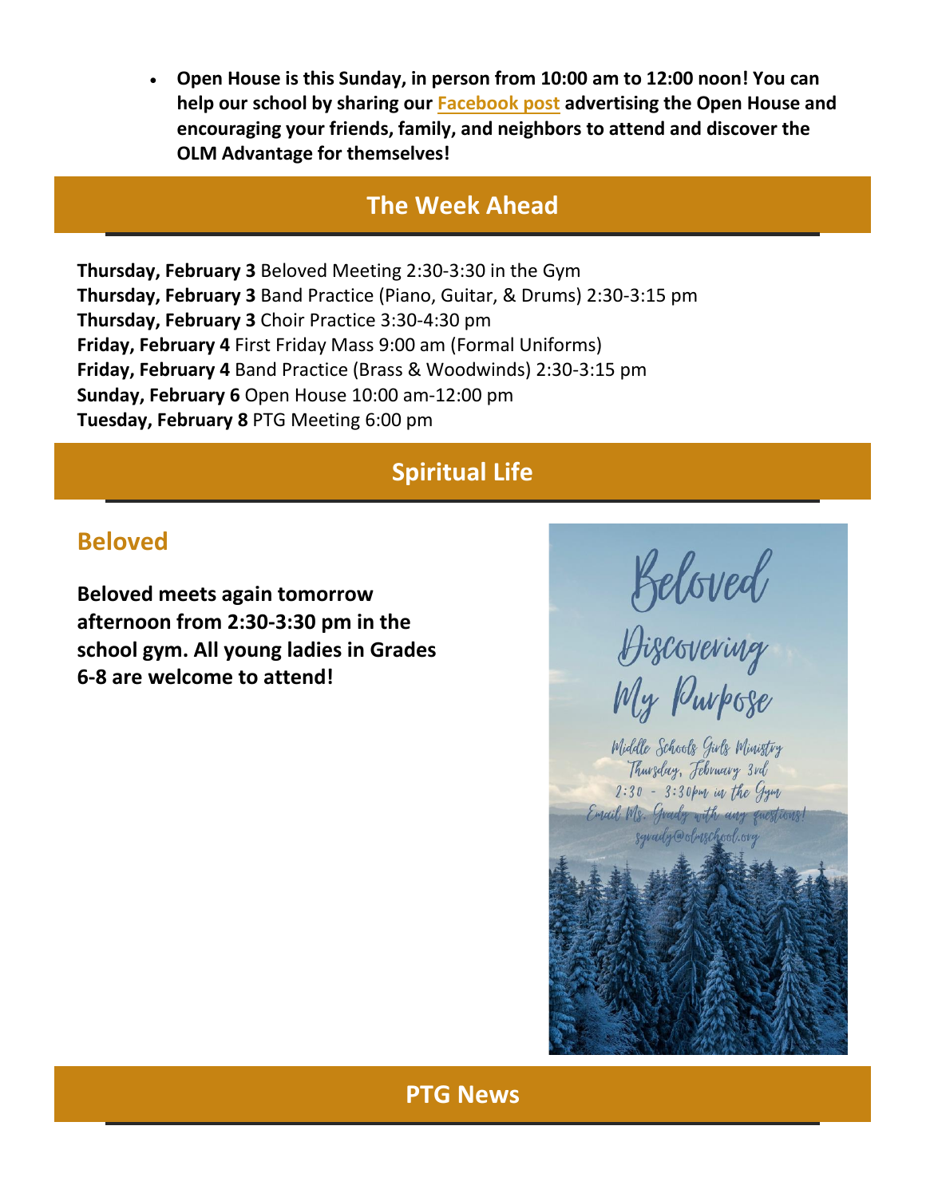- **Open House is this Sunday, in person from 10:00 am to 12:00 noon! You can help our school by sharing our Facebook post advertising the Open House and encouraging your friends, family, and neighbors to attend and discover the OLM Advantage for themselves!**

## The Week Ahead

**Thursday, February 3** Beloved Meeting 2:30-3:30 in the Gym
**Thursday, February 3** Band Practice (Piano, Guitar, & Drums) 2:30-3:15 pm
**Thursday, February 3** Choir Practice 3:30-4:30 pm
**Friday, February 4** First Friday Mass 9:00 am (Formal Uniforms)
**Friday, February 4** Band Practice (Brass & Woodwinds) 2:30-3:15 pm
**Sunday, February 6** Open House 10:00 am-12:00 pm
**Tuesday, February 8** PTG Meeting 6:00 pm

## Spiritual Life

### Beloved

**Beloved meets again tomorrow afternoon from 2:30-3:30 pm in the school gym. All young ladies in Grades 6-8 are welcome to attend!**

Beloved

Discovering My Purpose

Middle Schools Girls Ministry
Thursday, February 3rd
2:30 - 3:30pm in the Gym
Email Ms. Grady with any questions!
sgrady@olmschool.org

## PTG News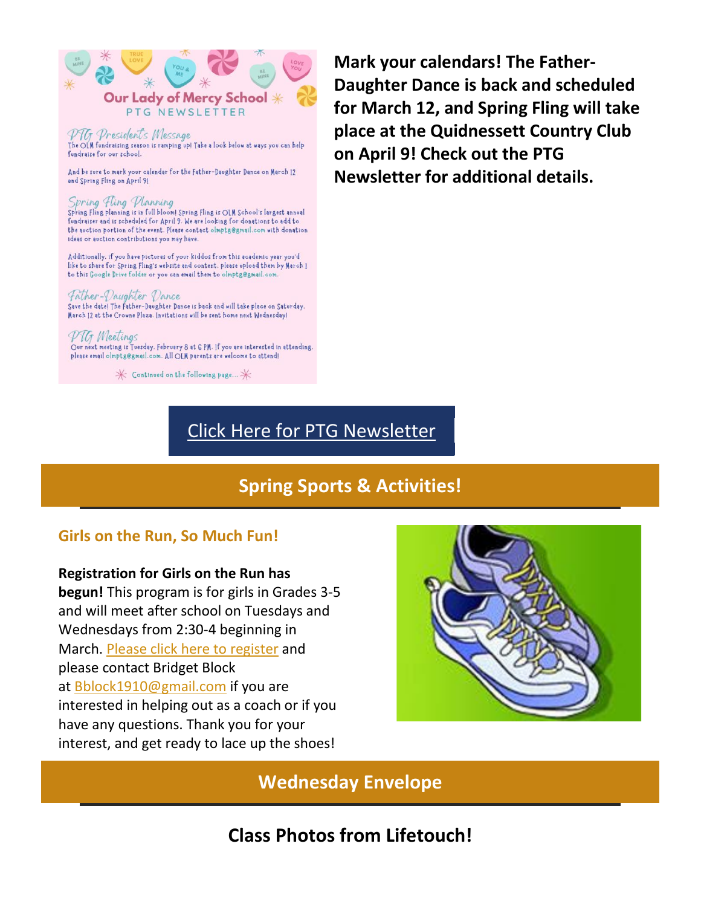Our Lady of Mercy School
PTG NEWSLETTER

*PTG President's Message*
The OLM fundraising season is ramping up! Take a look below at ways you can help fundraise for our school.

And be sure to mark your calendar for the Father-Daughter Dance on March 12 and Spring Fling on April 9!

*Spring Fling Planning*
Spring Fling planning is in full bloom! Spring Fling is OLM School's largest annual fundraiser and is scheduled for April 9. We are looking for donations to add to the auction portion of the event. Please contact olmptg@gmail.com with donation ideas or auction contributions you may have.

Additionally, if you have pictures of your kiddos from this academic year you'd like to share for Spring Fling's website and content, please upload them by March 1 to this Google Drive folder or you can email them to olmptg@gmail.com.

*Father-Daughter Dance*
Save the date! The Father-Daughter Dance is back and will take place on Saturday, March 12 at the Crowne Plaza. Invitations will be sent home next Wednesday!

*PTG Meetings*
Our next meeting is Tuesday, February 8 at 6 PM. If you are interested in attending, please email olmptg@gmail.com. All OLM parents are welcome to attend!

Continued on the following page...

**Mark your calendars! The Father-Daughter Dance is back and scheduled for March 12, and Spring Fling will take place at the Quidnessett Country Club on April 9! Check out the PTG Newsletter for additional details.**

Click Here for PTG Newsletter

## Spring Sports & Activities!

### Girls on the Run, So Much Fun!

**Registration for Girls on the Run has begun!** This program is for girls in Grades 3-5 and will meet after school on Tuesdays and Wednesdays from 2:30-4 beginning in March. Please click here to register and please contact Bridget Block at Bblock1910@gmail.com if you are interested in helping out as a coach or if you have any questions. Thank you for your interest, and get ready to lace up the shoes!

## Wednesday Envelope

### Class Photos from Lifetouch!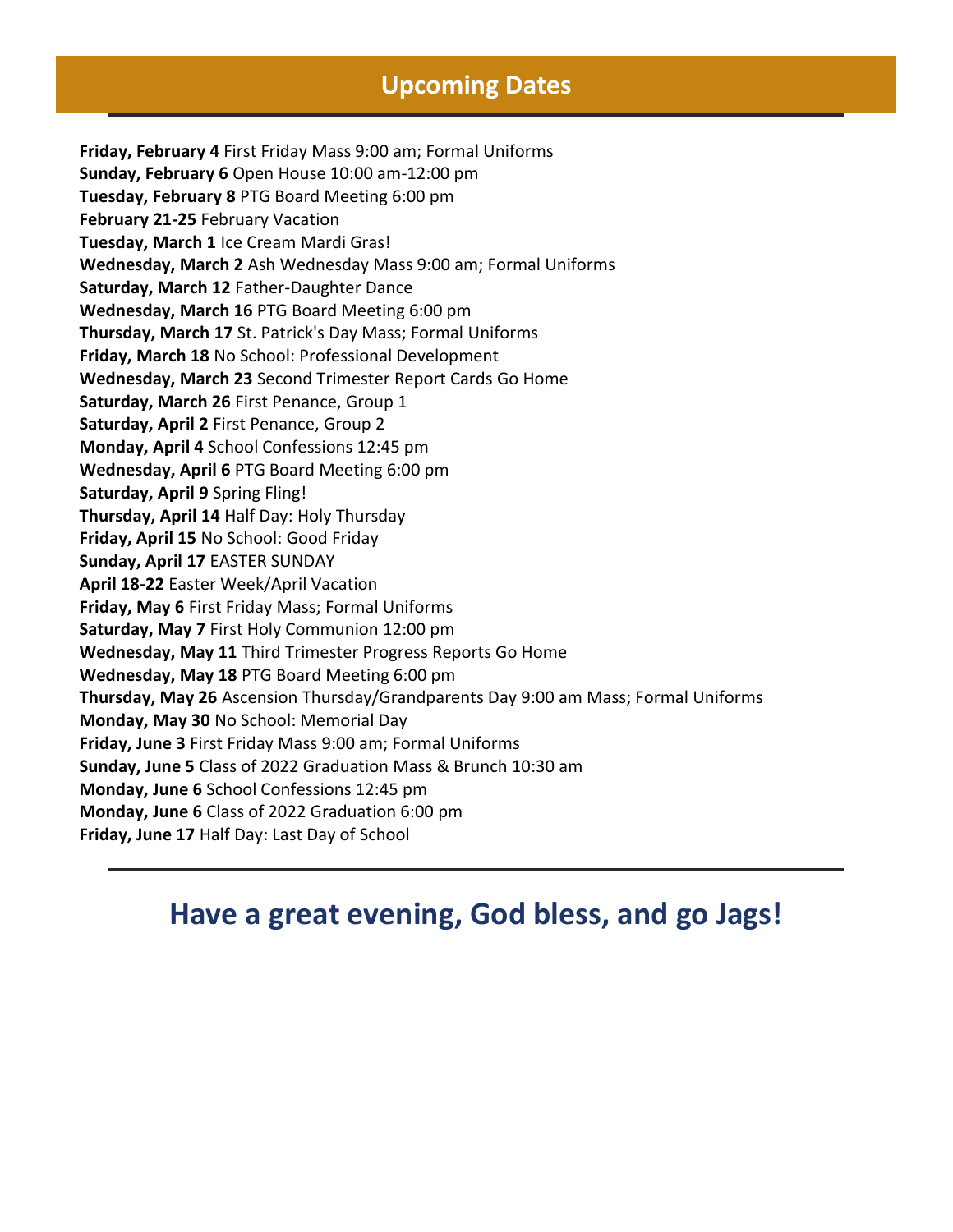## Upcoming Dates

**Friday, February 4** First Friday Mass 9:00 am; Formal Uniforms
**Sunday, February 6** Open House 10:00 am-12:00 pm
**Tuesday, February 8** PTG Board Meeting 6:00 pm
**February 21-25** February Vacation
**Tuesday, March 1** Ice Cream Mardi Gras!
**Wednesday, March 2** Ash Wednesday Mass 9:00 am; Formal Uniforms
**Saturday, March 12** Father-Daughter Dance
**Wednesday, March 16** PTG Board Meeting 6:00 pm
**Thursday, March 17** St. Patrick's Day Mass; Formal Uniforms
**Friday, March 18** No School: Professional Development
**Wednesday, March 23** Second Trimester Report Cards Go Home
**Saturday, March 26** First Penance, Group 1
**Saturday, April 2** First Penance, Group 2
**Monday, April 4** School Confessions 12:45 pm
**Wednesday, April 6** PTG Board Meeting 6:00 pm
**Saturday, April 9** Spring Fling!
**Thursday, April 14** Half Day: Holy Thursday
**Friday, April 15** No School: Good Friday
**Sunday, April 17** EASTER SUNDAY
**April 18-22** Easter Week/April Vacation
**Friday, May 6** First Friday Mass; Formal Uniforms
**Saturday, May 7** First Holy Communion 12:00 pm
**Wednesday, May 11** Third Trimester Progress Reports Go Home
**Wednesday, May 18** PTG Board Meeting 6:00 pm
**Thursday, May 26** Ascension Thursday/Grandparents Day 9:00 am Mass; Formal Uniforms
**Monday, May 30** No School: Memorial Day
**Friday, June 3** First Friday Mass 9:00 am; Formal Uniforms
**Sunday, June 5** Class of 2022 Graduation Mass & Brunch 10:30 am
**Monday, June 6** School Confessions 12:45 pm
**Monday, June 6** Class of 2022 Graduation 6:00 pm
**Friday, June 17** Half Day: Last Day of School

## Have a great evening, God bless, and go Jags!